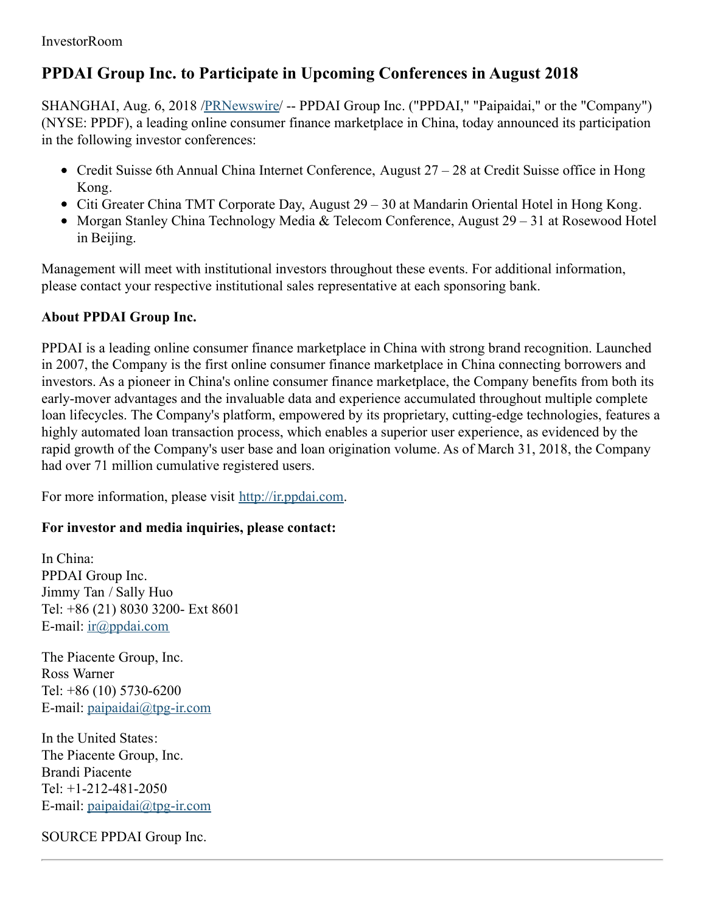InvestorRoom

# PPDAI Group Inc. to Participate in Upcoming Conferences in August 2018

SHANGHAI, Aug. 6, 2018 /PRNewswire/ -- PPDAI Group Inc. ("PPDAI," "Paipaidai," or the "Company") (NYSE: PPDF), a leading online consumer finance marketplace in China, today announced its participation in the following investor conferences:

- Credit Suisse 6th Annual China Internet Conference, August 27 – 28 at Credit Suisse office in Hong Kong.
- Citi Greater China TMT Corporate Day, August 29 – 30 at Mandarin Oriental Hotel in Hong Kong.
- Morgan Stanley China Technology Media & Telecom Conference, August 29 – 31 at Rosewood Hotel in Beijing.

Management will meet with institutional investors throughout these events. For additional information, please contact your respective institutional sales representative at each sponsoring bank.

**About PPDAI Group Inc.**

PPDAI is a leading online consumer finance marketplace in China with strong brand recognition. Launched in 2007, the Company is the first online consumer finance marketplace in China connecting borrowers and investors. As a pioneer in China's online consumer finance marketplace, the Company benefits from both its early-mover advantages and the invaluable data and experience accumulated throughout multiple complete loan lifecycles. The Company's platform, empowered by its proprietary, cutting-edge technologies, features a highly automated loan transaction process, which enables a superior user experience, as evidenced by the rapid growth of the Company's user base and loan origination volume. As of March 31, 2018, the Company had over 71 million cumulative registered users.

For more information, please visit http://ir.ppdai.com.

**For investor and media inquiries, please contact:**

In China:
PPDAI Group Inc.
Jimmy Tan / Sally Huo
Tel: +86 (21) 8030 3200- Ext 8601
E-mail: ir@ppdai.com

The Piacente Group, Inc.
Ross Warner
Tel: +86 (10) 5730-6200
E-mail: paipaidai@tpg-ir.com

In the United States:
The Piacente Group, Inc.
Brandi Piacente
Tel: +1-212-481-2050
E-mail: paipaidai@tpg-ir.com

SOURCE PPDAI Group Inc.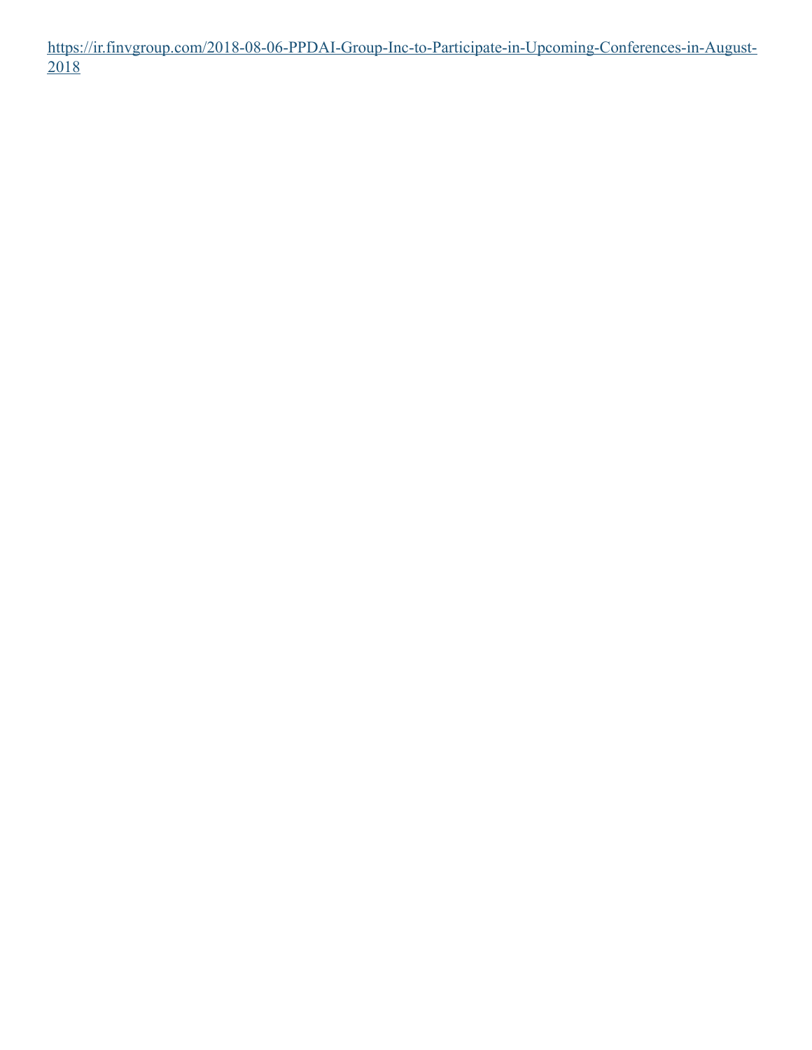https://ir.finvgroup.com/2018-08-06-PPDAI-Group-Inc-to-Participate-in-Upcoming-Conferences-in-August-2018